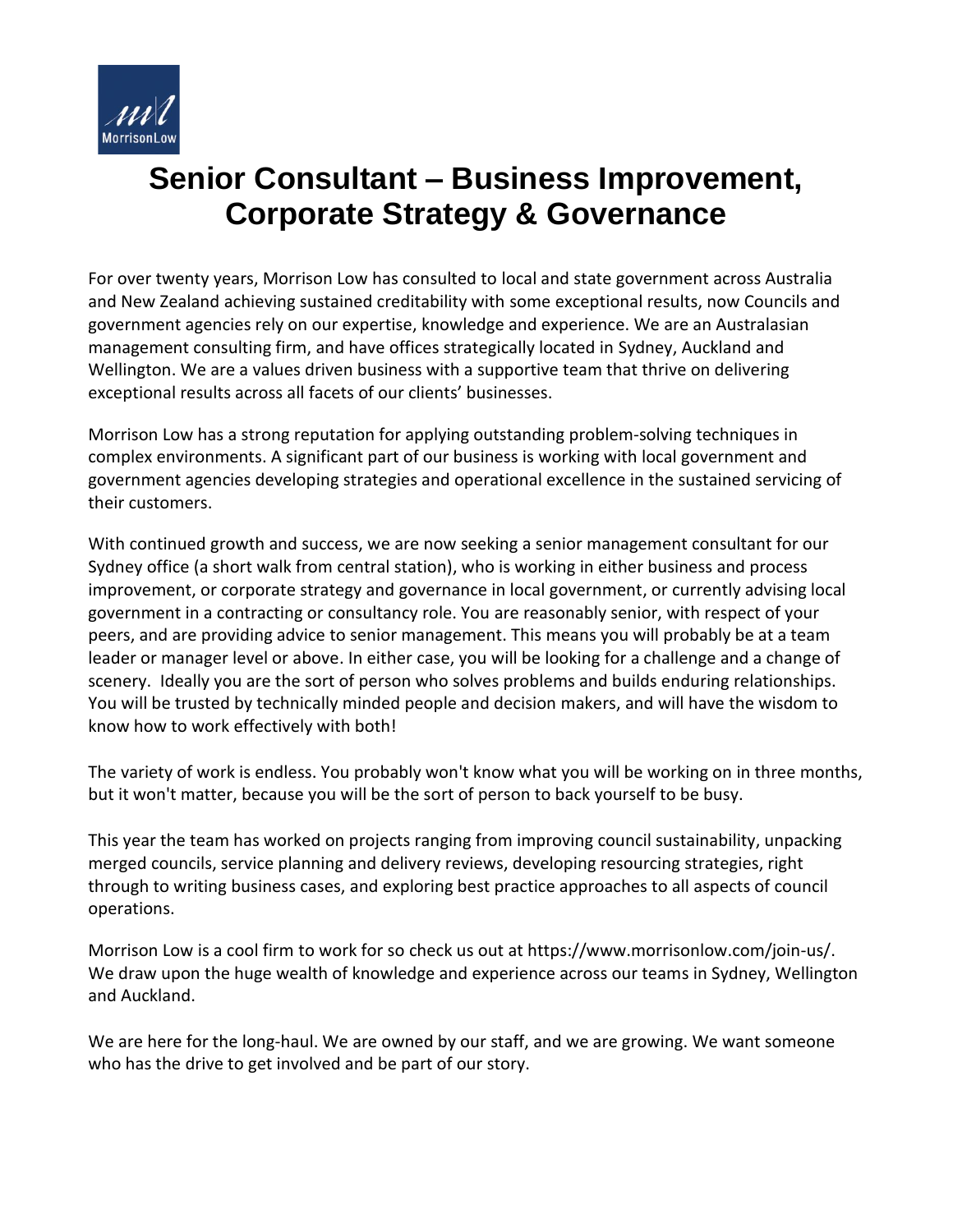# Senior Consultant – Business Improvement, Corporate Strategy & Governance

For over twenty years, Morrison Low has consulted to local and state government across Australia and New Zealand achieving sustained creditability with some exceptional results, now Councils and government agencies rely on our expertise, knowledge and experience. We are an Australasian management consulting firm, and have offices strategically located in Sydney, Auckland and Wellington. We are a values driven business with a supportive team that thrive on delivering exceptional results across all facets of our clients' businesses.

Morrison Low has a strong reputation for applying outstanding problem-solving techniques in complex environments. A significant part of our business is working with local government and government agencies developing strategies and operational excellence in the sustained servicing of their customers.

With continued growth and success, we are now seeking a senior management consultant for our Sydney office (a short walk from central station), who is working in either business and process improvement, or corporate strategy and governance in local government, or currently advising local government in a contracting or consultancy role. You are reasonably senior, with respect of your peers, and are providing advice to senior management. This means you will probably be at a team leader or manager level or above. In either case, you will be looking for a challenge and a change of scenery. Ideally you are the sort of person who solves problems and builds enduring relationships. You will be trusted by technically minded people and decision makers, and will have the wisdom to know how to work effectively with both!

The variety of work is endless. You probably won't know what you will be working on in three months, but it won't matter, because you will be the sort of person to back yourself to be busy.

This year the team has worked on projects ranging from improving council sustainability, unpacking merged councils, service planning and delivery reviews, developing resourcing strategies, right through to writing business cases, and exploring best practice approaches to all aspects of council operations.

Morrison Low is a cool firm to work for so check us out at https://www.morrisonlow.com/join-us/. We draw upon the huge wealth of knowledge and experience across our teams in Sydney, Wellington and Auckland.

We are here for the long-haul. We are owned by our staff, and we are growing. We want someone who has the drive to get involved and be part of our story.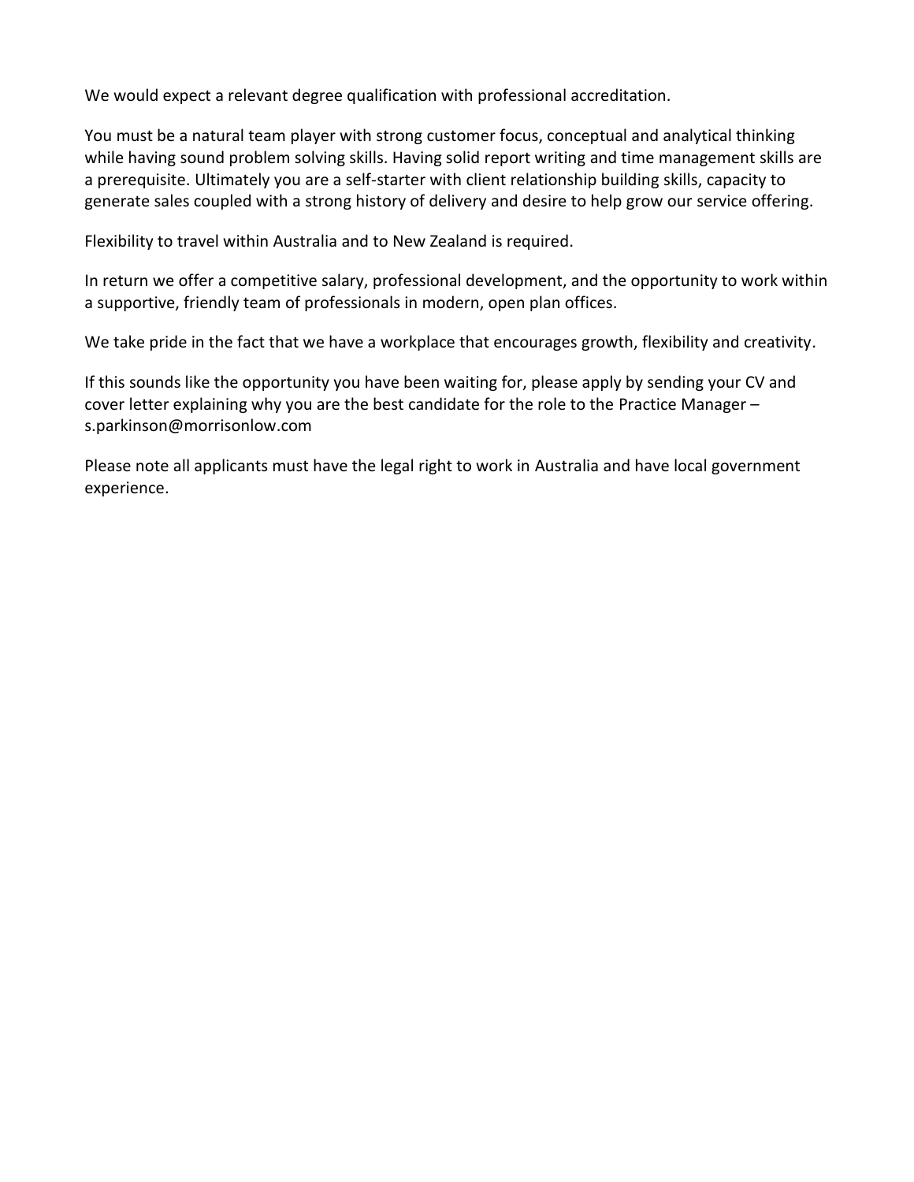We would expect a relevant degree qualification with professional accreditation.

You must be a natural team player with strong customer focus, conceptual and analytical thinking while having sound problem solving skills. Having solid report writing and time management skills are a prerequisite. Ultimately you are a self-starter with client relationship building skills, capacity to generate sales coupled with a strong history of delivery and desire to help grow our service offering.

Flexibility to travel within Australia and to New Zealand is required.

In return we offer a competitive salary, professional development, and the opportunity to work within a supportive, friendly team of professionals in modern, open plan offices.

We take pride in the fact that we have a workplace that encourages growth, flexibility and creativity.

If this sounds like the opportunity you have been waiting for, please apply by sending your CV and cover letter explaining why you are the best candidate for the role to the Practice Manager – s.parkinson@morrisonlow.com

Please note all applicants must have the legal right to work in Australia and have local government experience.